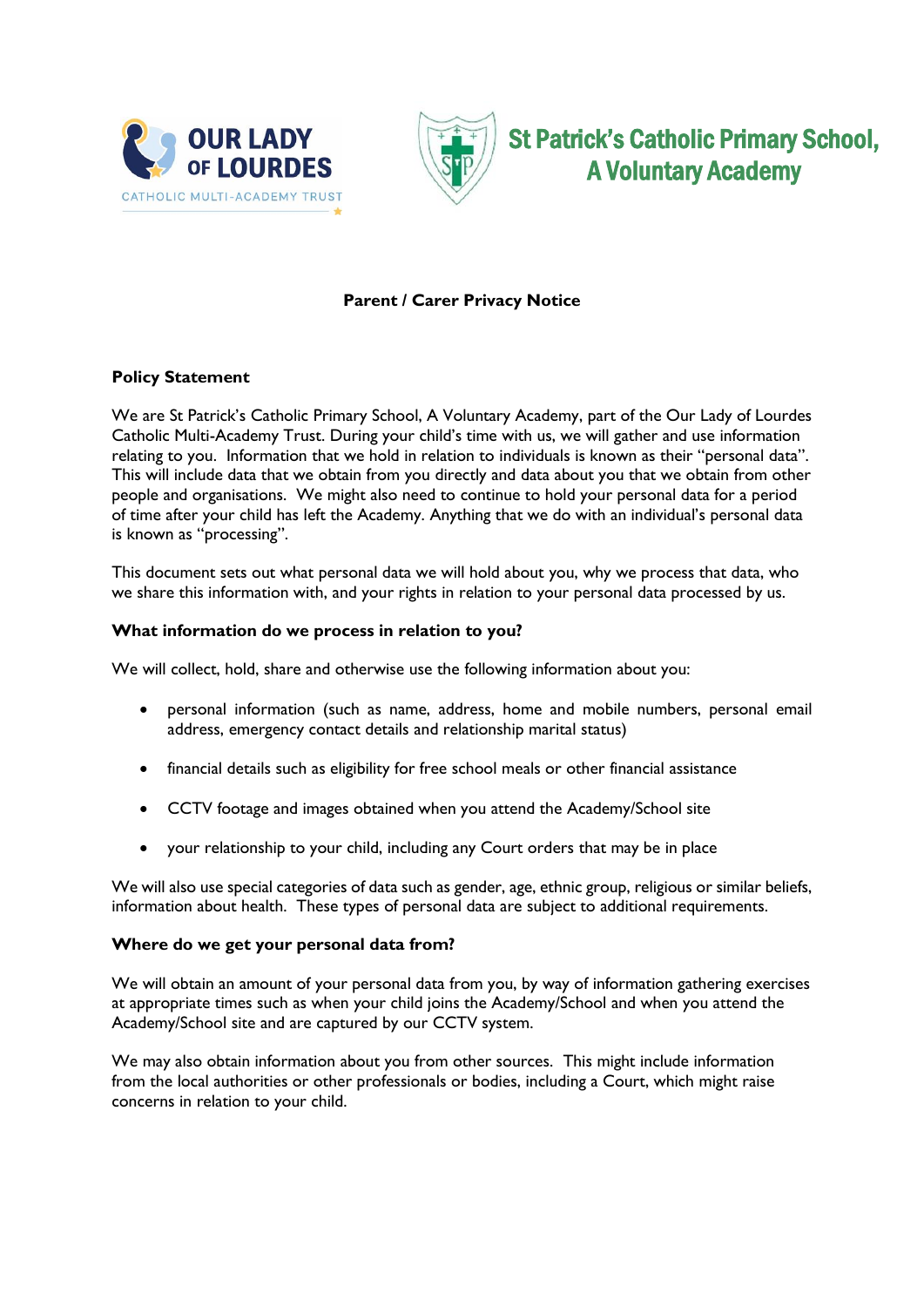OUR LADY OF LOURDES

CATHOLIC MULTI-ACADEMY TRUST

# St Patrick's Catholic Primary School, A Voluntary Academy

## Parent / Carer Privacy Notice

### Policy Statement

We are St Patrick's Catholic Primary School, A Voluntary Academy, part of the Our Lady of Lourdes Catholic Multi-Academy Trust. During your child's time with us, we will gather and use information relating to you. Information that we hold in relation to individuals is known as their "personal data". This will include data that we obtain from you directly and data about you that we obtain from other people and organisations. We might also need to continue to hold your personal data for a period of time after your child has left the Academy. Anything that we do with an individual's personal data is known as "processing".

This document sets out what personal data we will hold about you, why we process that data, who we share this information with, and your rights in relation to your personal data processed by us.

### What information do we process in relation to you?

We will collect, hold, share and otherwise use the following information about you:

- personal information (such as name, address, home and mobile numbers, personal email address, emergency contact details and relationship marital status)
- financial details such as eligibility for free school meals or other financial assistance
- CCTV footage and images obtained when you attend the Academy/School site
- your relationship to your child, including any Court orders that may be in place

We will also use special categories of data such as gender, age, ethnic group, religious or similar beliefs, information about health. These types of personal data are subject to additional requirements.

### Where do we get your personal data from?

We will obtain an amount of your personal data from you, by way of information gathering exercises at appropriate times such as when your child joins the Academy/School and when you attend the Academy/School site and are captured by our CCTV system.

We may also obtain information about you from other sources. This might include information from the local authorities or other professionals or bodies, including a Court, which might raise concerns in relation to your child.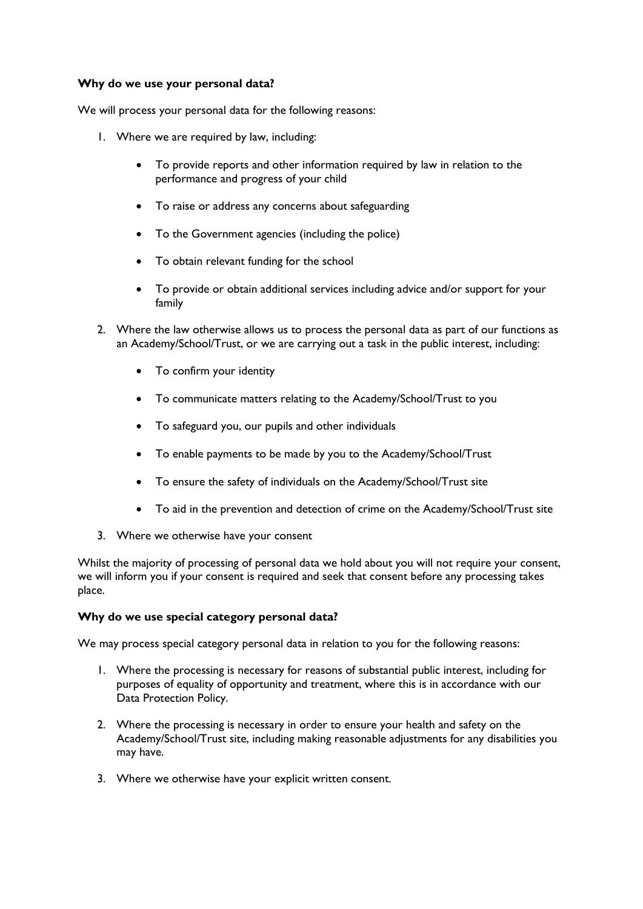**Why do we use your personal data?**

We will process your personal data for the following reasons:

1. Where we are required by law, including:

    - To provide reports and other information required by law in relation to the performance and progress of your child
    - To raise or address any concerns about safeguarding
    - To the Government agencies (including the police)
    - To obtain relevant funding for the school
    - To provide or obtain additional services including advice and/or support for your family

2. Where the law otherwise allows us to process the personal data as part of our functions as an Academy/School/Trust, or we are carrying out a task in the public interest, including:

    - To confirm your identity
    - To communicate matters relating to the Academy/School/Trust to you
    - To safeguard you, our pupils and other individuals
    - To enable payments to be made by you to the Academy/School/Trust
    - To ensure the safety of individuals on the Academy/School/Trust site
    - To aid in the prevention and detection of crime on the Academy/School/Trust site

3. Where we otherwise have your consent

Whilst the majority of processing of personal data we hold about you will not require your consent, we will inform you if your consent is required and seek that consent before any processing takes place.

**Why do we use special category personal data?**

We may process special category personal data in relation to you for the following reasons:

1. Where the processing is necessary for reasons of substantial public interest, including for purposes of equality of opportunity and treatment, where this is in accordance with our Data Protection Policy.

2. Where the processing is necessary in order to ensure your health and safety on the Academy/School/Trust site, including making reasonable adjustments for any disabilities you may have.

3. Where we otherwise have your explicit written consent.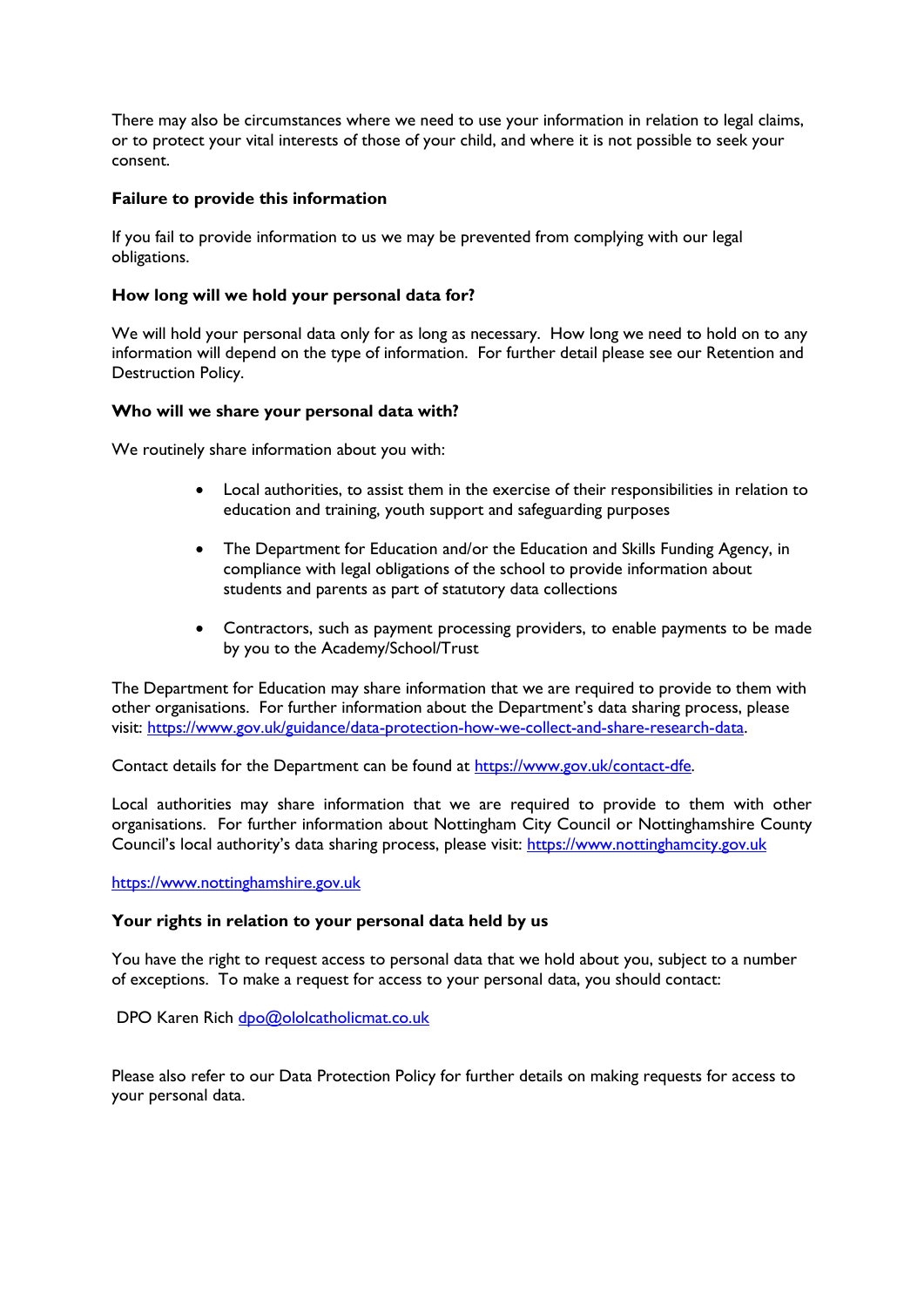There may also be circumstances where we need to use your information in relation to legal claims, or to protect your vital interests of those of your child, and where it is not possible to seek your consent.

**Failure to provide this information**

If you fail to provide information to us we may be prevented from complying with our legal obligations.

**How long will we hold your personal data for?**

We will hold your personal data only for as long as necessary. How long we need to hold on to any information will depend on the type of information. For further detail please see our Retention and Destruction Policy.

**Who will we share your personal data with?**

We routinely share information about you with:

- Local authorities, to assist them in the exercise of their responsibilities in relation to education and training, youth support and safeguarding purposes
- The Department for Education and/or the Education and Skills Funding Agency, in compliance with legal obligations of the school to provide information about students and parents as part of statutory data collections
- Contractors, such as payment processing providers, to enable payments to be made by you to the Academy/School/Trust

The Department for Education may share information that we are required to provide to them with other organisations. For further information about the Department's data sharing process, please visit: https://www.gov.uk/guidance/data-protection-how-we-collect-and-share-research-data.

Contact details for the Department can be found at https://www.gov.uk/contact-dfe.

Local authorities may share information that we are required to provide to them with other organisations. For further information about Nottingham City Council or Nottinghamshire County Council's local authority's data sharing process, please visit: https://www.nottinghamcity.gov.uk

https://www.nottinghamshire.gov.uk

**Your rights in relation to your personal data held by us**

You have the right to request access to personal data that we hold about you, subject to a number of exceptions. To make a request for access to your personal data, you should contact:

DPO Karen Rich dpo@ololcatholicmat.co.uk

Please also refer to our Data Protection Policy for further details on making requests for access to your personal data.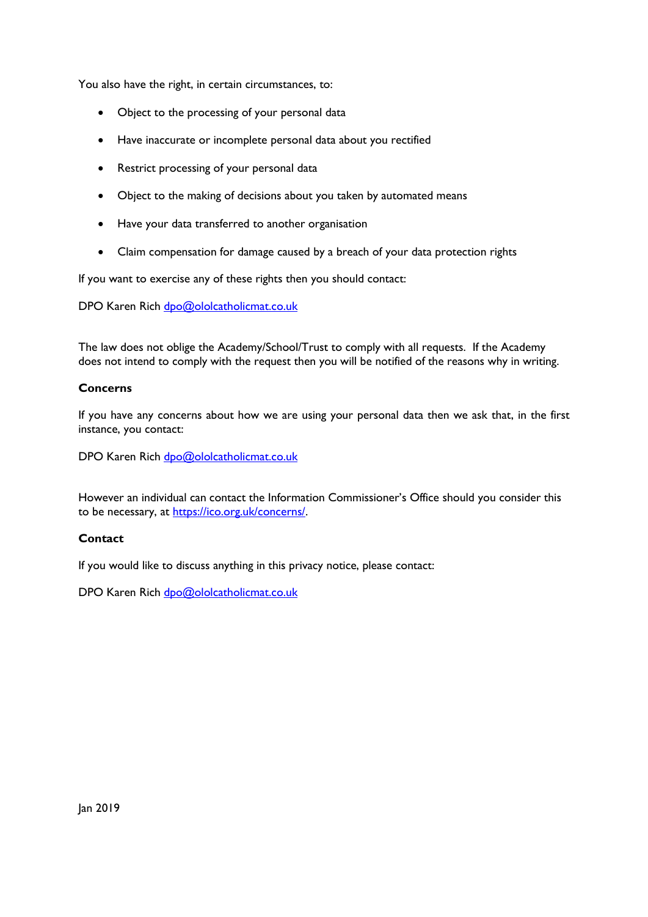You also have the right, in certain circumstances, to:

- Object to the processing of your personal data
- Have inaccurate or incomplete personal data about you rectified
- Restrict processing of your personal data
- Object to the making of decisions about you taken by automated means
- Have your data transferred to another organisation
- Claim compensation for damage caused by a breach of your data protection rights

If you want to exercise any of these rights then you should contact:

DPO Karen Rich dpo@ololcatholicmat.co.uk

The law does not oblige the Academy/School/Trust to comply with all requests. If the Academy does not intend to comply with the request then you will be notified of the reasons why in writing.

**Concerns**

If you have any concerns about how we are using your personal data then we ask that, in the first instance, you contact:

DPO Karen Rich dpo@ololcatholicmat.co.uk

However an individual can contact the Information Commissioner's Office should you consider this to be necessary, at https://ico.org.uk/concerns/.

**Contact**

If you would like to discuss anything in this privacy notice, please contact:

DPO Karen Rich dpo@ololcatholicmat.co.uk

Jan 2019